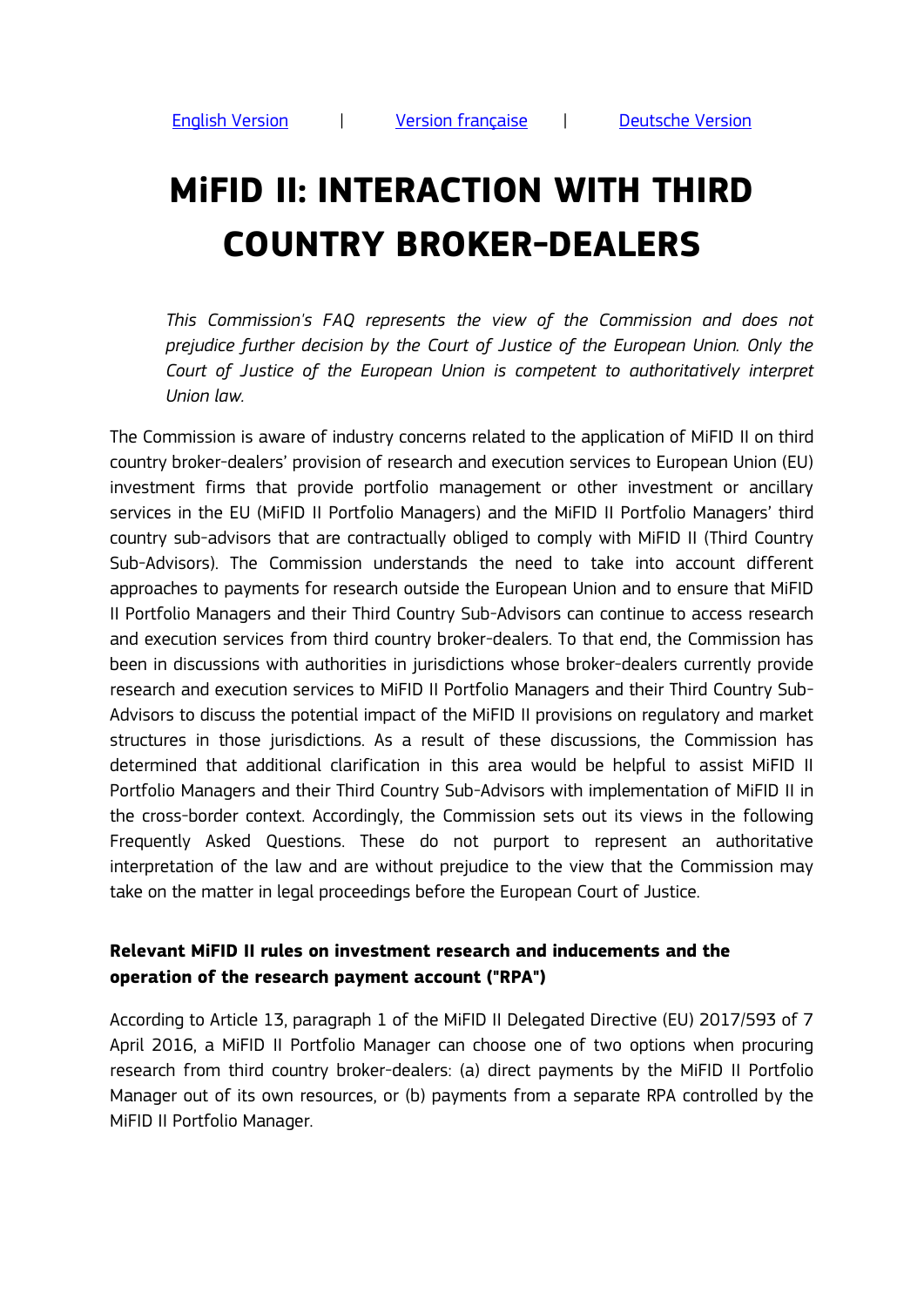English Version | Version française | Deutsche Version

# MiFID II: INTERACTION WITH THIRD COUNTRY BROKER-DEALERS

*This Commission's FAQ represents the view of the Commission and does not prejudice further decision by the Court of Justice of the European Union. Only the Court of Justice of the European Union is competent to authoritatively interpret Union law.*

The Commission is aware of industry concerns related to the application of MiFID II on third country broker-dealers' provision of research and execution services to European Union (EU) investment firms that provide portfolio management or other investment or ancillary services in the EU (MiFID II Portfolio Managers) and the MiFID II Portfolio Managers' third country sub-advisors that are contractually obliged to comply with MiFID II (Third Country Sub-Advisors). The Commission understands the need to take into account different approaches to payments for research outside the European Union and to ensure that MiFID II Portfolio Managers and their Third Country Sub-Advisors can continue to access research and execution services from third country broker-dealers. To that end, the Commission has been in discussions with authorities in jurisdictions whose broker-dealers currently provide research and execution services to MiFID II Portfolio Managers and their Third Country Sub-Advisors to discuss the potential impact of the MiFID II provisions on regulatory and market structures in those jurisdictions. As a result of these discussions, the Commission has determined that additional clarification in this area would be helpful to assist MiFID II Portfolio Managers and their Third Country Sub-Advisors with implementation of MiFID II in the cross-border context. Accordingly, the Commission sets out its views in the following Frequently Asked Questions. These do not purport to represent an authoritative interpretation of the law and are without prejudice to the view that the Commission may take on the matter in legal proceedings before the European Court of Justice.

### Relevant MiFID II rules on investment research and inducements and the operation of the research payment account ("RPA")

According to Article 13, paragraph 1 of the MiFID II Delegated Directive (EU) 2017/593 of 7 April 2016, a MiFID II Portfolio Manager can choose one of two options when procuring research from third country broker-dealers: (a) direct payments by the MiFID II Portfolio Manager out of its own resources, or (b) payments from a separate RPA controlled by the MiFID II Portfolio Manager.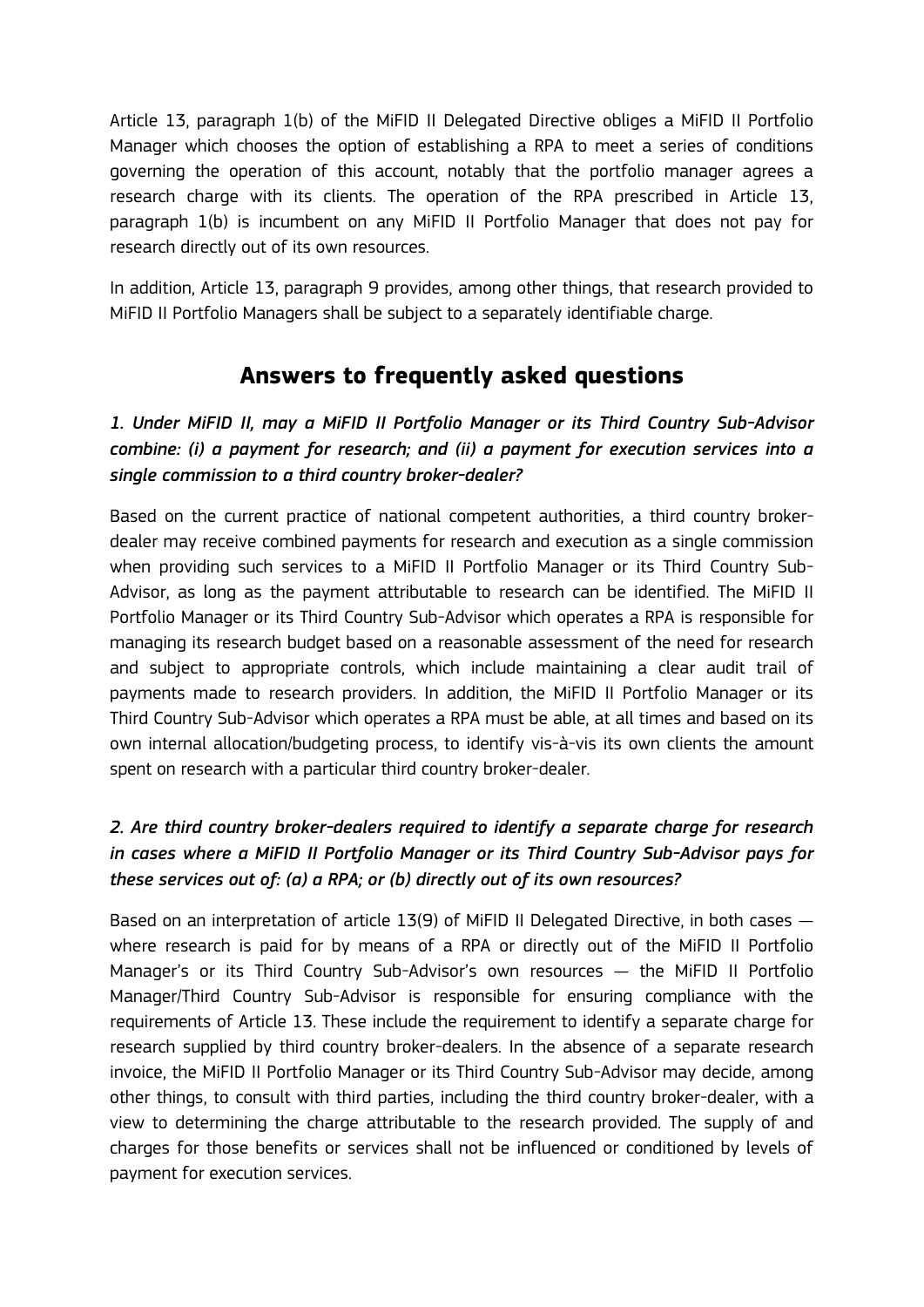Article 13, paragraph 1(b) of the MiFID II Delegated Directive obliges a MiFID II Portfolio Manager which chooses the option of establishing a RPA to meet a series of conditions governing the operation of this account, notably that the portfolio manager agrees a research charge with its clients. The operation of the RPA prescribed in Article 13, paragraph 1(b) is incumbent on any MiFID II Portfolio Manager that does not pay for research directly out of its own resources.

In addition, Article 13, paragraph 9 provides, among other things, that research provided to MiFID II Portfolio Managers shall be subject to a separately identifiable charge.

## Answers to frequently asked questions

### *1. Under MiFID II, may a MiFID II Portfolio Manager or its Third Country Sub-Advisor combine: (i) a payment for research; and (ii) a payment for execution services into a single commission to a third country broker-dealer?*

Based on the current practice of national competent authorities, a third country broker-dealer may receive combined payments for research and execution as a single commission when providing such services to a MiFID II Portfolio Manager or its Third Country Sub-Advisor, as long as the payment attributable to research can be identified. The MiFID II Portfolio Manager or its Third Country Sub-Advisor which operates a RPA is responsible for managing its research budget based on a reasonable assessment of the need for research and subject to appropriate controls, which include maintaining a clear audit trail of payments made to research providers. In addition, the MiFID II Portfolio Manager or its Third Country Sub-Advisor which operates a RPA must be able, at all times and based on its own internal allocation/budgeting process, to identify vis-à-vis its own clients the amount spent on research with a particular third country broker-dealer.

### *2. Are third country broker-dealers required to identify a separate charge for research in cases where a MiFID II Portfolio Manager or its Third Country Sub-Advisor pays for these services out of: (a) a RPA; or (b) directly out of its own resources?*

Based on an interpretation of article 13(9) of MiFID II Delegated Directive, in both cases — where research is paid for by means of a RPA or directly out of the MiFID II Portfolio Manager's or its Third Country Sub-Advisor's own resources — the MiFID II Portfolio Manager/Third Country Sub-Advisor is responsible for ensuring compliance with the requirements of Article 13. These include the requirement to identify a separate charge for research supplied by third country broker-dealers. In the absence of a separate research invoice, the MiFID II Portfolio Manager or its Third Country Sub-Advisor may decide, among other things, to consult with third parties, including the third country broker-dealer, with a view to determining the charge attributable to the research provided. The supply of and charges for those benefits or services shall not be influenced or conditioned by levels of payment for execution services.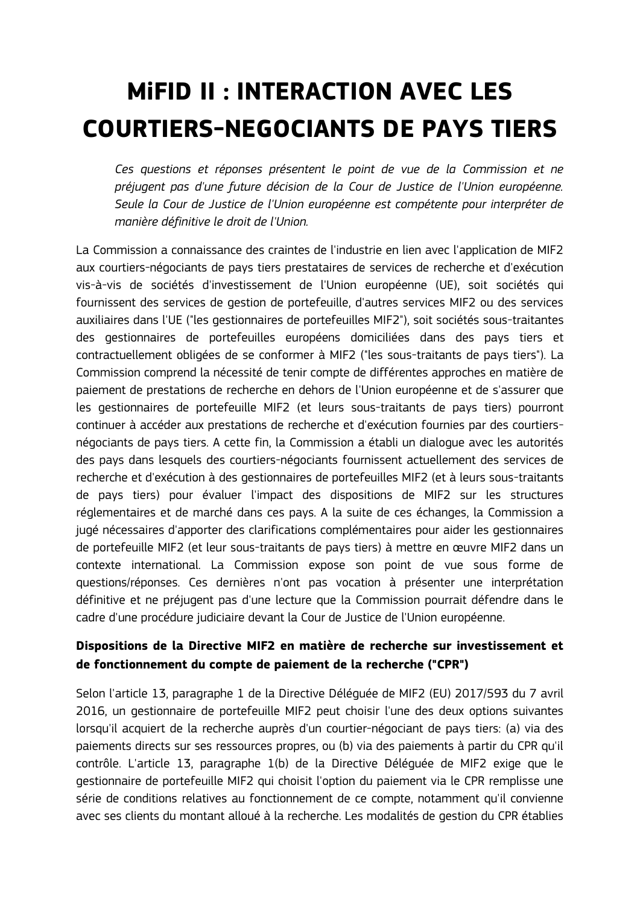# MiFID II : INTERACTION AVEC LES COURTIERS-NEGOCIANTS DE PAYS TIERS

*Ces questions et réponses présentent le point de vue de la Commission et ne préjugent pas d'une future décision de la Cour de Justice de l'Union européenne. Seule la Cour de Justice de l'Union européenne est compétente pour interpréter de manière définitive le droit de l'Union.*

La Commission a connaissance des craintes de l'industrie en lien avec l'application de MIF2 aux courtiers-négociants de pays tiers prestataires de services de recherche et d'exécution vis-à-vis de sociétés d'investissement de l'Union européenne (UE), soit sociétés qui fournissent des services de gestion de portefeuille, d'autres services MIF2 ou des services auxiliaires dans l'UE ("les gestionnaires de portefeuilles MIF2"), soit sociétés sous-traitantes des gestionnaires de portefeuilles européens domiciliées dans des pays tiers et contractuellement obligées de se conformer à MIF2 ("les sous-traitants de pays tiers"). La Commission comprend la nécessité de tenir compte de différentes approches en matière de paiement de prestations de recherche en dehors de l'Union européenne et de s'assurer que les gestionnaires de portefeuille MIF2 (et leurs sous-traitants de pays tiers) pourront continuer à accéder aux prestations de recherche et d'exécution fournies par des courtiers-négociants de pays tiers. A cette fin, la Commission a établi un dialogue avec les autorités des pays dans lesquels des courtiers-négociants fournissent actuellement des services de recherche et d'exécution à des gestionnaires de portefeuilles MIF2 (et à leurs sous-traitants de pays tiers) pour évaluer l'impact des dispositions de MIF2 sur les structures réglementaires et de marché dans ces pays. A la suite de ces échanges, la Commission a jugé nécessaires d'apporter des clarifications complémentaires pour aider les gestionnaires de portefeuille MIF2 (et leur sous-traitants de pays tiers) à mettre en œuvre MIF2 dans un contexte international. La Commission expose son point de vue sous forme de questions/réponses. Ces dernières n'ont pas vocation à présenter une interprétation définitive et ne préjugent pas d'une lecture que la Commission pourrait défendre dans le cadre d'une procédure judiciaire devant la Cour de Justice de l'Union européenne.

**Dispositions de la Directive MIF2 en matière de recherche sur investissement et de fonctionnement du compte de paiement de la recherche ("CPR")**

Selon l'article 13, paragraphe 1 de la Directive Déléguée de MIF2 (EU) 2017/593 du 7 avril 2016, un gestionnaire de portefeuille MIF2 peut choisir l'une des deux options suivantes lorsqu'il acquiert de la recherche auprès d'un courtier-négociant de pays tiers: (a) via des paiements directs sur ses ressources propres, ou (b) via des paiements à partir du CPR qu'il contrôle. L'article 13, paragraphe 1(b) de la Directive Déléguée de MIF2 exige que le gestionnaire de portefeuille MIF2 qui choisit l'option du paiement via le CPR remplisse une série de conditions relatives au fonctionnement de ce compte, notamment qu'il convienne avec ses clients du montant alloué à la recherche. Les modalités de gestion du CPR établies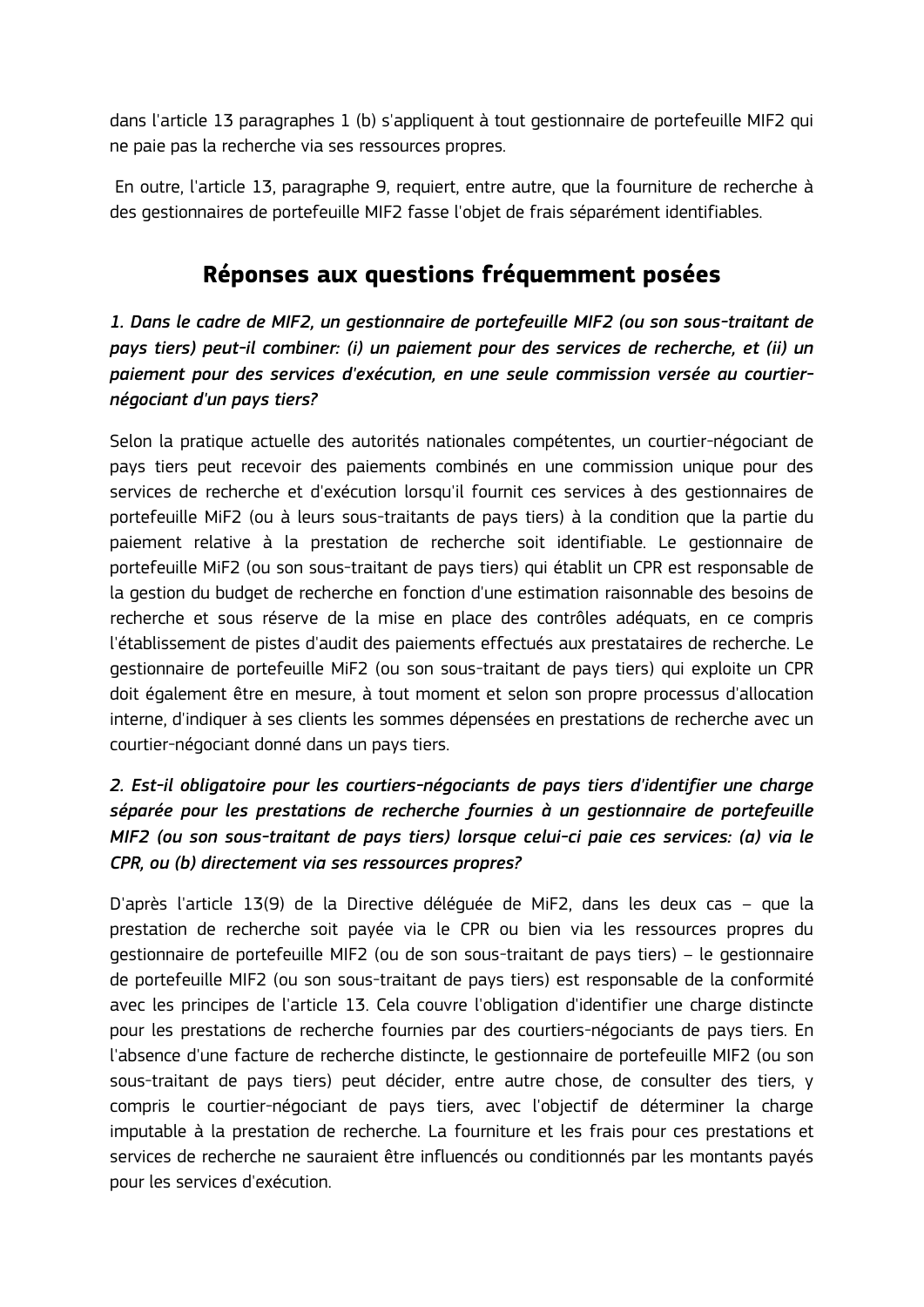dans l'article 13 paragraphes 1 (b) s'appliquent à tout gestionnaire de portefeuille MIF2 qui ne paie pas la recherche via ses ressources propres.

En outre, l'article 13, paragraphe 9, requiert, entre autre, que la fourniture de recherche à des gestionnaires de portefeuille MIF2 fasse l'objet de frais séparément identifiables.

## Réponses aux questions fréquemment posées

***1. Dans le cadre de MIF2, un gestionnaire de portefeuille MIF2 (ou son sous-traitant de pays tiers) peut-il combiner: (i) un paiement pour des services de recherche, et (ii) un paiement pour des services d'exécution, en une seule commission versée au courtier-négociant d'un pays tiers?***

Selon la pratique actuelle des autorités nationales compétentes, un courtier-négociant de pays tiers peut recevoir des paiements combinés en une commission unique pour des services de recherche et d'exécution lorsqu'il fournit ces services à des gestionnaires de portefeuille MiF2 (ou à leurs sous-traitants de pays tiers) à la condition que la partie du paiement relative à la prestation de recherche soit identifiable. Le gestionnaire de portefeuille MiF2 (ou son sous-traitant de pays tiers) qui établit un CPR est responsable de la gestion du budget de recherche en fonction d'une estimation raisonnable des besoins de recherche et sous réserve de la mise en place des contrôles adéquats, en ce compris l'établissement de pistes d'audit des paiements effectués aux prestataires de recherche. Le gestionnaire de portefeuille MiF2 (ou son sous-traitant de pays tiers) qui exploite un CPR doit également être en mesure, à tout moment et selon son propre processus d'allocation interne, d'indiquer à ses clients les sommes dépensées en prestations de recherche avec un courtier-négociant donné dans un pays tiers.

***2. Est-il obligatoire pour les courtiers-négociants de pays tiers d'identifier une charge séparée pour les prestations de recherche fournies à un gestionnaire de portefeuille MIF2 (ou son sous-traitant de pays tiers) lorsque celui-ci paie ces services: (a) via le CPR, ou (b) directement via ses ressources propres?***

D'après l'article 13(9) de la Directive déléguée de MiF2, dans les deux cas – que la prestation de recherche soit payée via le CPR ou bien via les ressources propres du gestionnaire de portefeuille MIF2 (ou de son sous-traitant de pays tiers) – le gestionnaire de portefeuille MIF2 (ou son sous-traitant de pays tiers) est responsable de la conformité avec les principes de l'article 13. Cela couvre l'obligation d'identifier une charge distincte pour les prestations de recherche fournies par des courtiers-négociants de pays tiers. En l'absence d'une facture de recherche distincte, le gestionnaire de portefeuille MIF2 (ou son sous-traitant de pays tiers) peut décider, entre autre chose, de consulter des tiers, y compris le courtier-négociant de pays tiers, avec l'objectif de déterminer la charge imputable à la prestation de recherche. La fourniture et les frais pour ces prestations et services de recherche ne sauraient être influencés ou conditionnés par les montants payés pour les services d'exécution.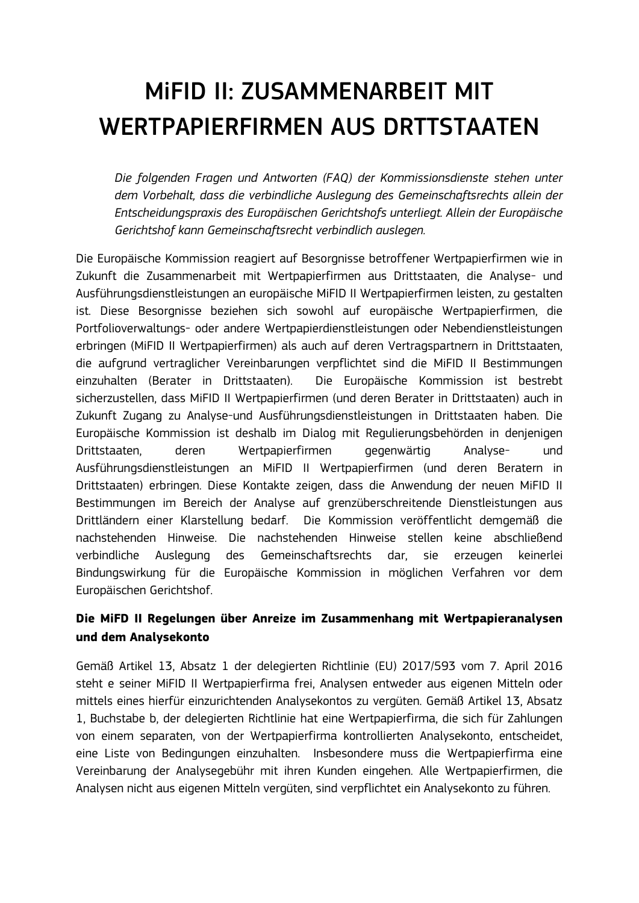# MiFID II: ZUSAMMENARBEIT MIT WERTPAPIERFIRMEN AUS DRTTSTAATEN

*Die folgenden Fragen und Antworten (FAQ) der Kommissionsdienste stehen unter dem Vorbehalt, dass die verbindliche Auslegung des Gemeinschaftsrechts allein der Entscheidungspraxis des Europäischen Gerichtshofs unterliegt. Allein der Europäische Gerichtshof kann Gemeinschaftsrecht verbindlich auslegen.*

Die Europäische Kommission reagiert auf Besorgnisse betroffener Wertpapierfirmen wie in Zukunft die Zusammenarbeit mit Wertpapierfirmen aus Drittstaaten, die Analyse- und Ausführungsdienstleistungen an europäische MiFID II Wertpapierfirmen leisten, zu gestalten ist. Diese Besorgnisse beziehen sich sowohl auf europäische Wertpapierfirmen, die Portfolioverwaltungs- oder andere Wertpapierdienstleistungen oder Nebendienstleistungen erbringen (MiFID II Wertpapierfirmen) als auch auf deren Vertragspartnern in Drittstaaten, die aufgrund vertraglicher Vereinbarungen verpflichtet sind die MiFID II Bestimmungen einzuhalten (Berater in Drittstaaten). Die Europäische Kommission ist bestrebt sicherzustellen, dass MiFID II Wertpapierfirmen (und deren Berater in Drittstaaten) auch in Zukunft Zugang zu Analyse-und Ausführungsdienstleistungen in Drittstaaten haben. Die Europäische Kommission ist deshalb im Dialog mit Regulierungsbehörden in denjenigen Drittstaaten, deren Wertpapierfirmen gegenwärtig Analyse- und Ausführungsdienstleistungen an MiFID II Wertpapierfirmen (und deren Beratern in Drittstaaten) erbringen. Diese Kontakte zeigen, dass die Anwendung der neuen MiFID II Bestimmungen im Bereich der Analyse auf grenzüberschreitende Dienstleistungen aus Drittländern einer Klarstellung bedarf. Die Kommission veröffentlicht demgemäß die nachstehenden Hinweise. Die nachstehenden Hinweise stellen keine abschließend verbindliche Auslegung des Gemeinschaftsrechts dar, sie erzeugen keinerlei Bindungswirkung für die Europäische Kommission in möglichen Verfahren vor dem Europäischen Gerichtshof.

## Die MiFD II Regelungen über Anreize im Zusammenhang mit Wertpapieranalysen und dem Analysekonto

Gemäß Artikel 13, Absatz 1 der delegierten Richtlinie (EU) 2017/593 vom 7. April 2016 steht e seiner MiFID II Wertpapierfirma frei, Analysen entweder aus eigenen Mitteln oder mittels eines hierfür einzurichtenden Analysekontos zu vergüten. Gemäß Artikel 13, Absatz 1, Buchstabe b, der delegierten Richtlinie hat eine Wertpapierfirma, die sich für Zahlungen von einem separaten, von der Wertpapierfirma kontrollierten Analysekonto, entscheidet, eine Liste von Bedingungen einzuhalten. Insbesondere muss die Wertpapierfirma eine Vereinbarung der Analysegebühr mit ihren Kunden eingehen. Alle Wertpapierfirmen, die Analysen nicht aus eigenen Mitteln vergüten, sind verpflichtet ein Analysekonto zu führen.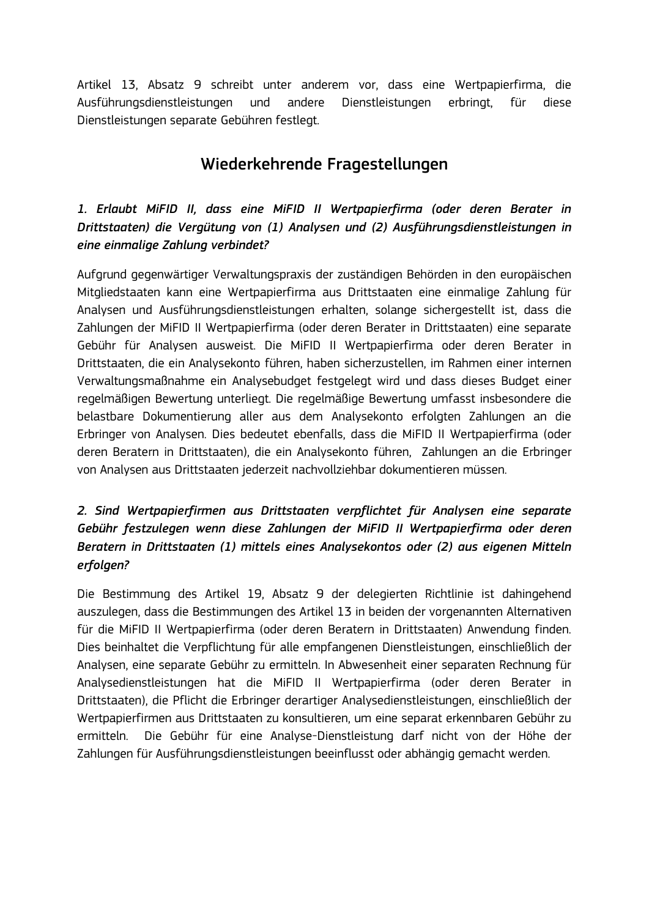Artikel 13, Absatz 9 schreibt unter anderem vor, dass eine Wertpapierfirma, die Ausführungsdienstleistungen und andere Dienstleistungen erbringt, für diese Dienstleistungen separate Gebühren festlegt.

## Wiederkehrende Fragestellungen

### *1. Erlaubt MiFID II, dass eine MiFID II Wertpapierfirma (oder deren Berater in Drittstaaten) die Vergütung von (1) Analysen und (2) Ausführungsdienstleistungen in eine einmalige Zahlung verbindet?*

Aufgrund gegenwärtiger Verwaltungspraxis der zuständigen Behörden in den europäischen Mitgliedstaaten kann eine Wertpapierfirma aus Drittstaaten eine einmalige Zahlung für Analysen und Ausführungsdienstleistungen erhalten, solange sichergestellt ist, dass die Zahlungen der MiFID II Wertpapierfirma (oder deren Berater in Drittstaaten) eine separate Gebühr für Analysen ausweist. Die MiFID II Wertpapierfirma oder deren Berater in Drittstaaten, die ein Analysekonto führen, haben sicherzustellen, im Rahmen einer internen Verwaltungsmaßnahme ein Analysebudget festgelegt wird und dass dieses Budget einer regelmäßigen Bewertung unterliegt. Die regelmäßige Bewertung umfasst insbesondere die belastbare Dokumentierung aller aus dem Analysekonto erfolgten Zahlungen an die Erbringer von Analysen. Dies bedeutet ebenfalls, dass die MiFID II Wertpapierfirma (oder deren Beratern in Drittstaaten), die ein Analysekonto führen, Zahlungen an die Erbringer von Analysen aus Drittstaaten jederzeit nachvollziehbar dokumentieren müssen.

### *2. Sind Wertpapierfirmen aus Drittstaaten verpflichtet für Analysen eine separate Gebühr festzulegen wenn diese Zahlungen der MiFID II Wertpapierfirma oder deren Beratern in Drittstaaten (1) mittels eines Analysekontos oder (2) aus eigenen Mitteln erfolgen?*

Die Bestimmung des Artikel 19, Absatz 9 der delegierten Richtlinie ist dahingehend auszulegen, dass die Bestimmungen des Artikel 13 in beiden der vorgenannten Alternativen für die MiFID II Wertpapierfirma (oder deren Beratern in Drittstaaten) Anwendung finden. Dies beinhaltet die Verpflichtung für alle empfangenen Dienstleistungen, einschließlich der Analysen, eine separate Gebühr zu ermitteln. In Abwesenheit einer separaten Rechnung für Analysedienstleistungen hat die MiFID II Wertpapierfirma (oder deren Berater in Drittstaaten), die Pflicht die Erbringer derartiger Analysedienstleistungen, einschließlich der Wertpapierfirmen aus Drittstaaten zu konsultieren, um eine separat erkennbaren Gebühr zu ermitteln. Die Gebühr für eine Analyse-Dienstleistung darf nicht von der Höhe der Zahlungen für Ausführungsdienstleistungen beeinflusst oder abhängig gemacht werden.